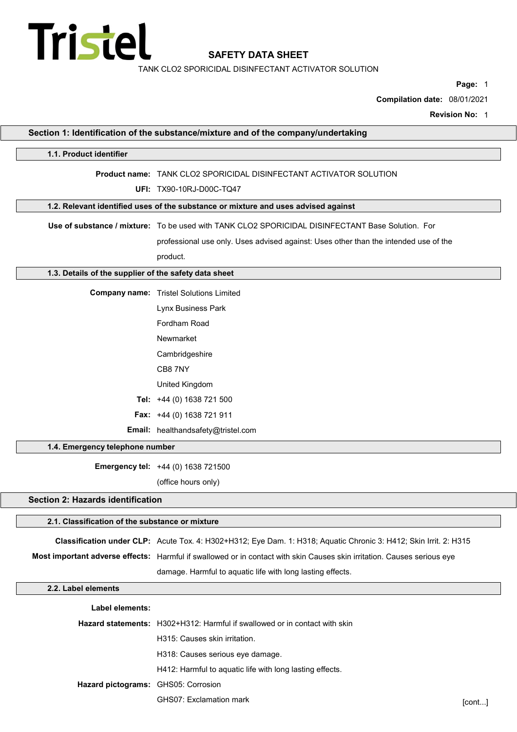Tristel

# SAFETY DATA SHEET

TANK CLO2 SPORICIDAL DISINFECTANT ACTIVATOR SOLUTION

**Compilation date:** 08/01/2021

**Revision No:** 1

## Section 1: Identification of the substance/mixture and of the company/undertaking

### 1.1. Product identifier

**Product name:** TANK CLO2 SPORICIDAL DISINFECTANT ACTIVATOR SOLUTION

**UFI:** TX90-10RJ-D00C-TQ47

### 1.2. Relevant identified uses of the substance or mixture and uses advised against

**Use of substance / mixture:** To be used with TANK CLO2 SPORICIDAL DISINFECTANT Base Solution. For professional use only. Uses advised against: Uses other than the intended use of the product.

### 1.3. Details of the supplier of the safety data sheet

**Company name:** Tristel Solutions Limited

Lynx Business Park

Fordham Road

Newmarket

Cambridgeshire

CB8 7NY

United Kingdom

**Tel:** +44 (0) 1638 721 500

**Fax:** +44 (0) 1638 721 911

**Email:** healthandsafety@tristel.com

### 1.4. Emergency telephone number

**Emergency tel:** +44 (0) 1638 721500

(office hours only)

## Section 2: Hazards identification

### 2.1. Classification of the substance or mixture

**Classification under CLP:** Acute Tox. 4: H302+H312; Eye Dam. 1: H318; Aquatic Chronic 3: H412; Skin Irrit. 2: H315

**Most important adverse effects:** Harmful if swallowed or in contact with skin Causes skin irritation. Causes serious eye damage. Harmful to aquatic life with long lasting effects.

### 2.2. Label elements

**Label elements:**

**Hazard statements:** H302+H312: Harmful if swallowed or in contact with skin

H315: Causes skin irritation.

H318: Causes serious eye damage.

H412: Harmful to aquatic life with long lasting effects.

**Hazard pictograms:** GHS05: Corrosion

GHS07: Exclamation mark

[cont...]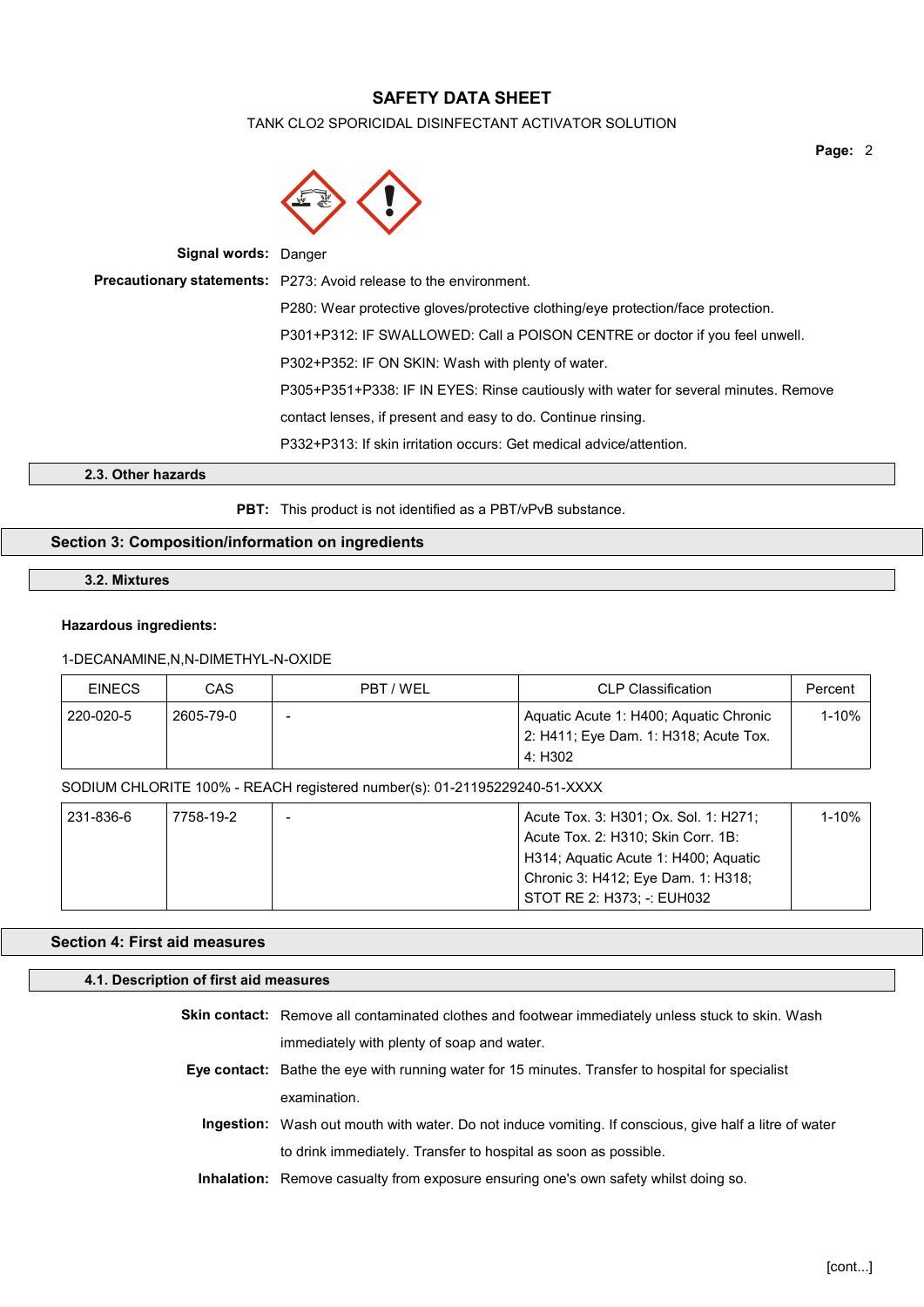**Signal words:** Danger

**Precautionary statements:** P273: Avoid release to the environment.

P280: Wear protective gloves/protective clothing/eye protection/face protection.

P301+P312: IF SWALLOWED: Call a POISON CENTRE or doctor if you feel unwell.

P302+P352: IF ON SKIN: Wash with plenty of water.

P305+P351+P338: IF IN EYES: Rinse cautiously with water for several minutes. Remove contact lenses, if present and easy to do. Continue rinsing.

P332+P313: If skin irritation occurs: Get medical advice/attention.

### 2.3. Other hazards

**PBT:** This product is not identified as a PBT/vPvB substance.

## Section 3: Composition/information on ingredients

### 3.2. Mixtures

**Hazardous ingredients:**

1-DECANAMINE,N,N-DIMETHYL-N-OXIDE

| EINECS | CAS | PBT / WEL | CLP Classification | Percent |
|---|---|---|---|---|
| 220-020-5 | 2605-79-0 | - | Aquatic Acute 1: H400; Aquatic Chronic 2: H411; Eye Dam. 1: H318; Acute Tox. 4: H302 | 1-10% |

SODIUM CHLORITE 100% - REACH registered number(s): 01-21195229240-51-XXXX

| EINECS | CAS | PBT / WEL | CLP Classification | Percent |
|---|---|---|---|---|
| 231-836-6 | 7758-19-2 | - | Acute Tox. 3: H301; Ox. Sol. 1: H271; Acute Tox. 2: H310; Skin Corr. 1B: H314; Aquatic Acute 1: H400; Aquatic Chronic 3: H412; Eye Dam. 1: H318; STOT RE 2: H373; -: EUH032 | 1-10% |

## Section 4: First aid measures

### 4.1. Description of first aid measures

**Skin contact:** Remove all contaminated clothes and footwear immediately unless stuck to skin. Wash immediately with plenty of soap and water.

**Eye contact:** Bathe the eye with running water for 15 minutes. Transfer to hospital for specialist examination.

**Ingestion:** Wash out mouth with water. Do not induce vomiting. If conscious, give half a litre of water to drink immediately. Transfer to hospital as soon as possible.

**Inhalation:** Remove casualty from exposure ensuring one's own safety whilst doing so.

[cont...]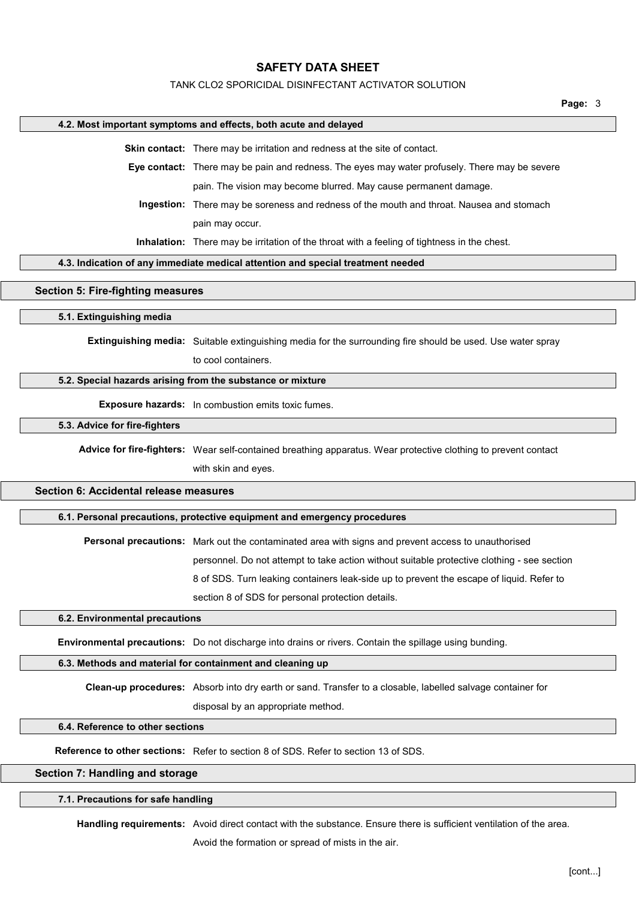### 4.2. Most important symptoms and effects, both acute and delayed

**Skin contact:** There may be irritation and redness at the site of contact.

**Eye contact:** There may be pain and redness. The eyes may water profusely. There may be severe pain. The vision may become blurred. May cause permanent damage.

**Ingestion:** There may be soreness and redness of the mouth and throat. Nausea and stomach pain may occur.

**Inhalation:** There may be irritation of the throat with a feeling of tightness in the chest.

### 4.3. Indication of any immediate medical attention and special treatment needed

## Section 5: Fire-fighting measures

### 5.1. Extinguishing media

**Extinguishing media:** Suitable extinguishing media for the surrounding fire should be used. Use water spray to cool containers.

### 5.2. Special hazards arising from the substance or mixture

**Exposure hazards:** In combustion emits toxic fumes.

### 5.3. Advice for fire-fighters

**Advice for fire-fighters:** Wear self-contained breathing apparatus. Wear protective clothing to prevent contact with skin and eyes.

## Section 6: Accidental release measures

### 6.1. Personal precautions, protective equipment and emergency procedures

**Personal precautions:** Mark out the contaminated area with signs and prevent access to unauthorised personnel. Do not attempt to take action without suitable protective clothing - see section 8 of SDS. Turn leaking containers leak-side up to prevent the escape of liquid. Refer to section 8 of SDS for personal protection details.

### 6.2. Environmental precautions

**Environmental precautions:** Do not discharge into drains or rivers. Contain the spillage using bunding.

### 6.3. Methods and material for containment and cleaning up

**Clean-up procedures:** Absorb into dry earth or sand. Transfer to a closable, labelled salvage container for disposal by an appropriate method.

### 6.4. Reference to other sections

**Reference to other sections:** Refer to section 8 of SDS. Refer to section 13 of SDS.

## Section 7: Handling and storage

### 7.1. Precautions for safe handling

**Handling requirements:** Avoid direct contact with the substance. Ensure there is sufficient ventilation of the area. Avoid the formation or spread of mists in the air.

[cont...]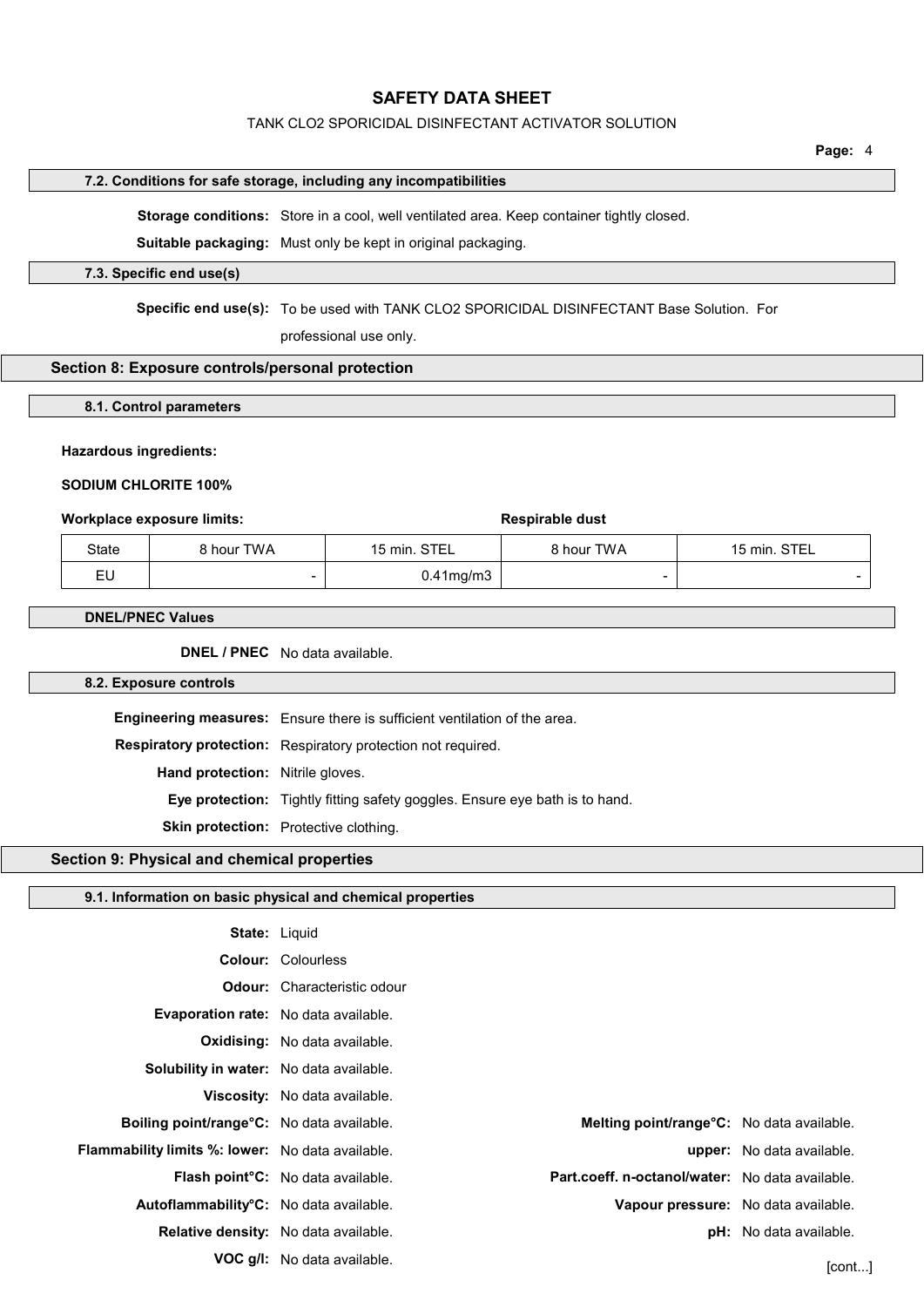### 7.2. Conditions for safe storage, including any incompatibilities

**Storage conditions:** Store in a cool, well ventilated area. Keep container tightly closed.

**Suitable packaging:** Must only be kept in original packaging.

### 7.3. Specific end use(s)

**Specific end use(s):** To be used with TANK CLO2 SPORICIDAL DISINFECTANT Base Solution. For professional use only.

## Section 8: Exposure controls/personal protection

### 8.1. Control parameters

**Hazardous ingredients:**

**SODIUM CHLORITE 100%**

| Workplace exposure limits: | | | Respirable dust | |
|---|---|---|---|---|
| State | 8 hour TWA | 15 min. STEL | 8 hour TWA | 15 min. STEL |
| EU | - | 0.41mg/m3 | - | - |

### DNEL/PNEC Values

**DNEL / PNEC** No data available.

### 8.2. Exposure controls

**Engineering measures:** Ensure there is sufficient ventilation of the area.

**Respiratory protection:** Respiratory protection not required.

**Hand protection:** Nitrile gloves.

**Eye protection:** Tightly fitting safety goggles. Ensure eye bath is to hand.

**Skin protection:** Protective clothing.

## Section 9: Physical and chemical properties

### 9.1. Information on basic physical and chemical properties

**State:** Liquid

**Colour:** Colourless

**Odour:** Characteristic odour

**Evaporation rate:** No data available.

**Oxidising:** No data available.

**Solubility in water:** No data available.

**Viscosity:** No data available.

**Boiling point/range°C:** No data available.

**Melting point/range°C:** No data available.

**Flammability limits %: lower:** No data available.

**upper:** No data available.

**Flash point°C:** No data available.

**Part.coeff. n-octanol/water:** No data available.

**Autoflammability°C:** No data available.

**Vapour pressure:** No data available.

**Relative density:** No data available.

**pH:** No data available.

**VOC g/l:** No data available.

[cont...]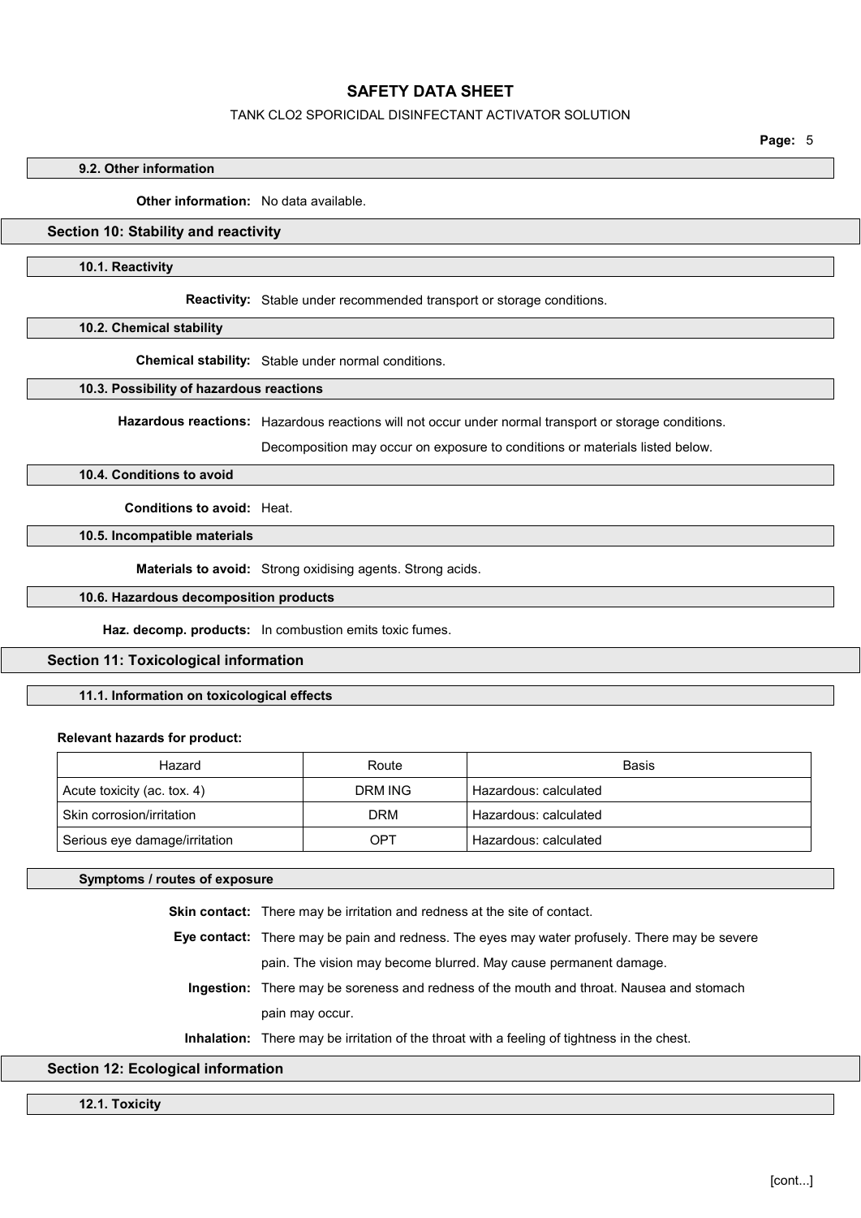### 9.2. Other information

**Other information:** No data available.

## Section 10: Stability and reactivity

### 10.1. Reactivity

**Reactivity:** Stable under recommended transport or storage conditions.

### 10.2. Chemical stability

**Chemical stability:** Stable under normal conditions.

### 10.3. Possibility of hazardous reactions

**Hazardous reactions:** Hazardous reactions will not occur under normal transport or storage conditions.

Decomposition may occur on exposure to conditions or materials listed below.

### 10.4. Conditions to avoid

**Conditions to avoid:** Heat.

### 10.5. Incompatible materials

**Materials to avoid:** Strong oxidising agents. Strong acids.

### 10.6. Hazardous decomposition products

**Haz. decomp. products:** In combustion emits toxic fumes.

## Section 11: Toxicological information

### 11.1. Information on toxicological effects

**Relevant hazards for product:**

| Hazard | Route | Basis |
|---|---|---|
| Acute toxicity (ac. tox. 4) | DRM ING | Hazardous: calculated |
| Skin corrosion/irritation | DRM | Hazardous: calculated |
| Serious eye damage/irritation | OPT | Hazardous: calculated |

### Symptoms / routes of exposure

**Skin contact:** There may be irritation and redness at the site of contact.

**Eye contact:** There may be pain and redness. The eyes may water profusely. There may be severe pain. The vision may become blurred. May cause permanent damage.

**Ingestion:** There may be soreness and redness of the mouth and throat. Nausea and stomach pain may occur.

**Inhalation:** There may be irritation of the throat with a feeling of tightness in the chest.

## Section 12: Ecological information

### 12.1. Toxicity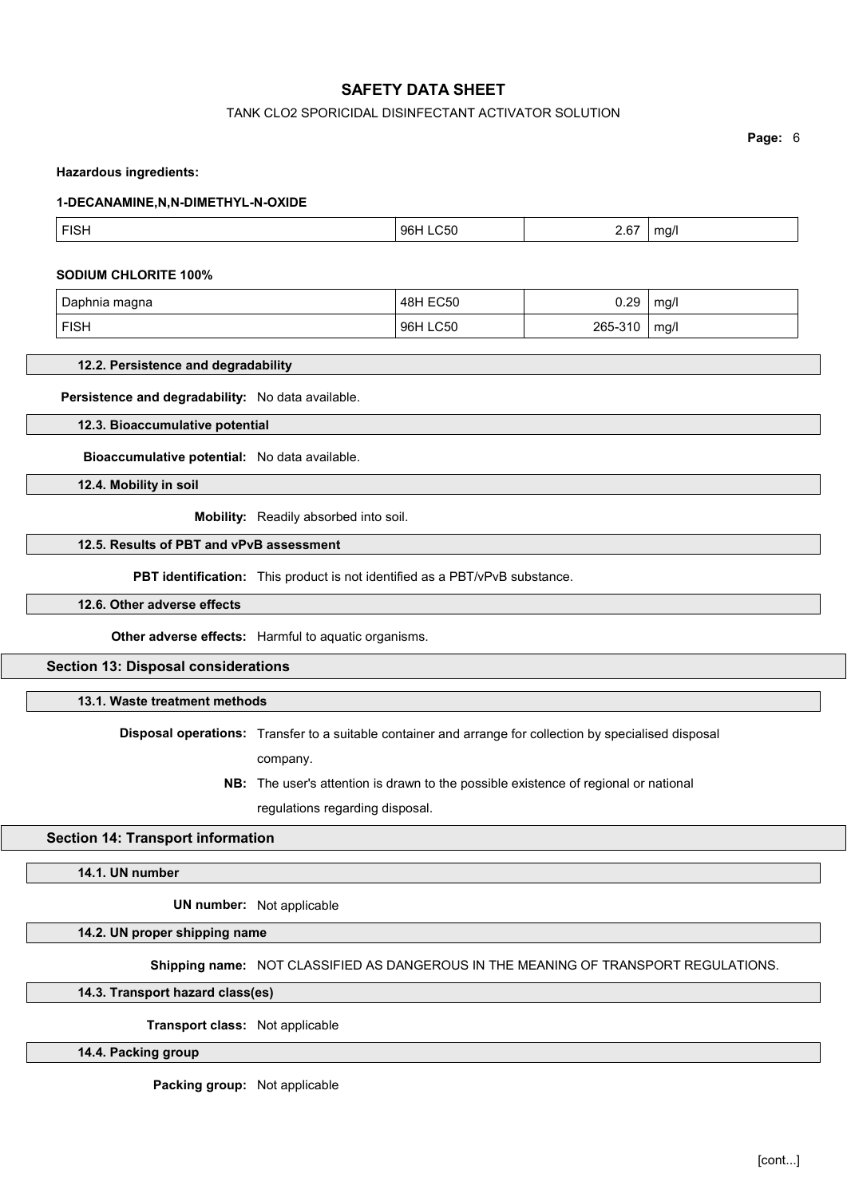**Hazardous ingredients:**

**1-DECANAMINE,N,N-DIMETHYL-N-OXIDE**

| | | | |
|---|---|---|---|
| FISH | 96H LC50 | 2.67 | mg/l |

**SODIUM CHLORITE 100%**

| | | | |
|---|---|---|---|
| Daphnia magna | 48H EC50 | 0.29 | mg/l |
| FISH | 96H LC50 | 265-310 | mg/l |

### 12.2. Persistence and degradability

**Persistence and degradability:** No data available.

### 12.3. Bioaccumulative potential

**Bioaccumulative potential:** No data available.

### 12.4. Mobility in soil

**Mobility:** Readily absorbed into soil.

### 12.5. Results of PBT and vPvB assessment

**PBT identification:** This product is not identified as a PBT/vPvB substance.

### 12.6. Other adverse effects

**Other adverse effects:** Harmful to aquatic organisms.

## Section 13: Disposal considerations

### 13.1. Waste treatment methods

**Disposal operations:** Transfer to a suitable container and arrange for collection by specialised disposal company.

**NB:** The user's attention is drawn to the possible existence of regional or national regulations regarding disposal.

## Section 14: Transport information

### 14.1. UN number

**UN number:** Not applicable

### 14.2. UN proper shipping name

**Shipping name:** NOT CLASSIFIED AS DANGEROUS IN THE MEANING OF TRANSPORT REGULATIONS.

### 14.3. Transport hazard class(es)

**Transport class:** Not applicable

### 14.4. Packing group

**Packing group:** Not applicable

[cont...]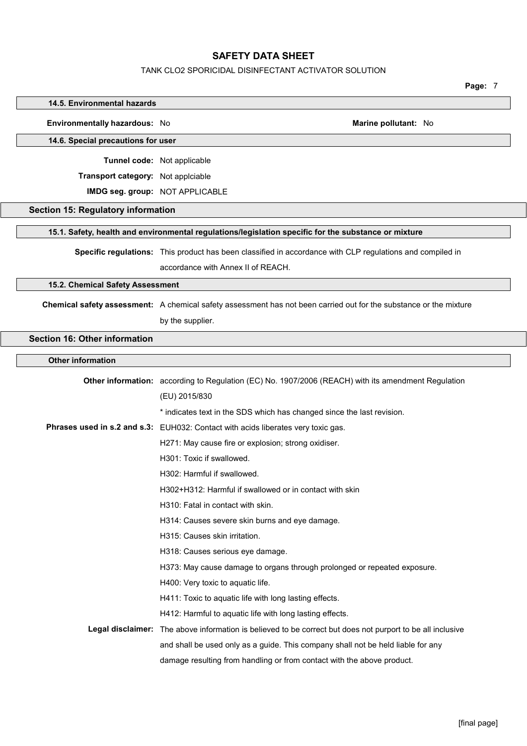### 14.5. Environmental hazards

**Environmentally hazardous:** No **Marine pollutant:** No

### 14.6. Special precautions for user

**Tunnel code:** Not applicable

**Transport category:** Not applciable

**IMDG seg. group:** NOT APPLICABLE

## Section 15: Regulatory information

### 15.1. Safety, health and environmental regulations/legislation specific for the substance or mixture

**Specific regulations:** This product has been classified in accordance with CLP regulations and compiled in accordance with Annex II of REACH.

### 15.2. Chemical Safety Assessment

**Chemical safety assessment:** A chemical safety assessment has not been carried out for the substance or the mixture by the supplier.

## Section 16: Other information

### Other information

**Other information:** according to Regulation (EC) No. 1907/2006 (REACH) with its amendment Regulation (EU) 2015/830

* indicates text in the SDS which has changed since the last revision.

**Phrases used in s.2 and s.3:** EUH032: Contact with acids liberates very toxic gas.

H271: May cause fire or explosion; strong oxidiser.

H301: Toxic if swallowed.

H302: Harmful if swallowed.

H302+H312: Harmful if swallowed or in contact with skin

H310: Fatal in contact with skin.

H314: Causes severe skin burns and eye damage.

H315: Causes skin irritation.

H318: Causes serious eye damage.

H373: May cause damage to organs through prolonged or repeated exposure.

H400: Very toxic to aquatic life.

H411: Toxic to aquatic life with long lasting effects.

H412: Harmful to aquatic life with long lasting effects.

**Legal disclaimer:** The above information is believed to be correct but does not purport to be all inclusive and shall be used only as a guide. This company shall not be held liable for any damage resulting from handling or from contact with the above product.

[final page]